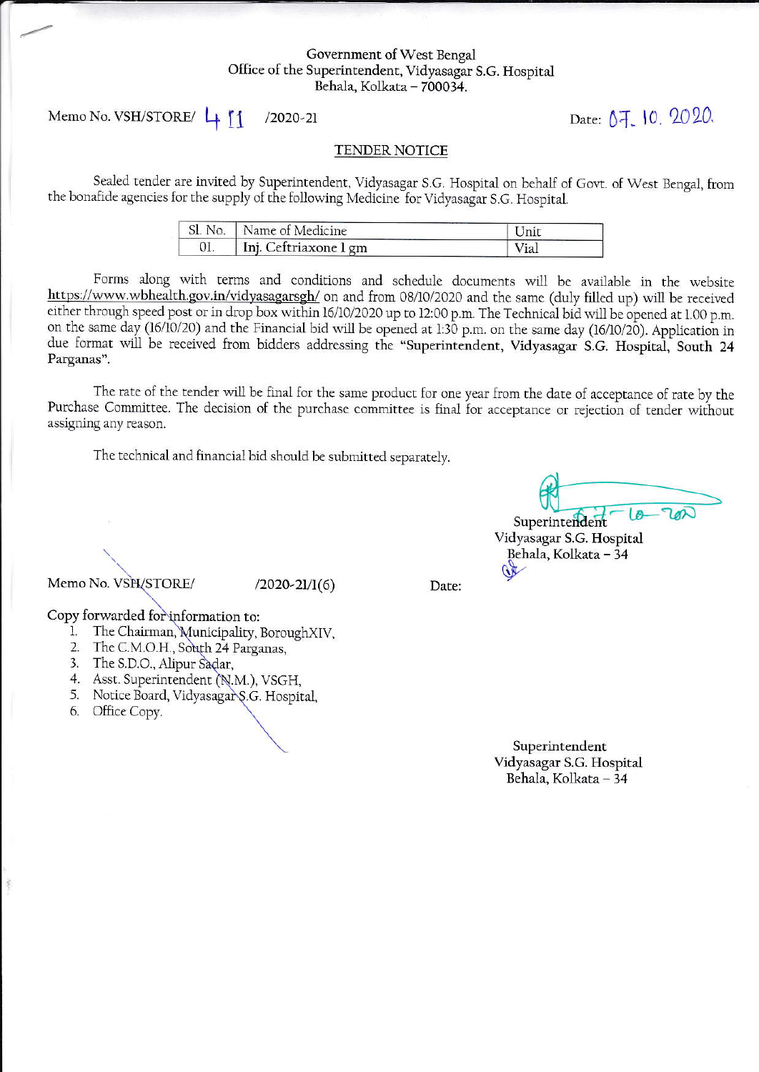Government of West Bengal
Office of the Superintendent, Vidyasagar S.G. Hospital
Behala, Kolkata – 700034.

Memo No. VSH/STORE/ 411 /2020-21 Date: 07.10.2020.

## TENDER NOTICE

Sealed tender are invited by Superintendent, Vidyasagar S.G. Hospital on behalf of Govt. of West Bengal, from the bonafide agencies for the supply of the following Medicine for Vidyasagar S.G. Hospital.

| Sl. No. | Name of Medicine | Unit |
|---|---|---|
| 01. | Inj. Ceftriaxone 1 gm | Vial |

Forms along with terms and conditions and schedule documents will be available in the website https://www.wbhealth.gov.in/vidyasagarsgh/ on and from 08/10/2020 and the same (duly filled up) will be received either through speed post or in drop box within 16/10/2020 up to 12:00 p.m. The Technical bid will be opened at 1.00 p.m. on the same day (16/10/20) and the Financial bid will be opened at 1:30 p.m. on the same day (16/10/20). Application in due format will be received from bidders addressing the **"Superintendent, Vidyasagar S.G. Hospital, South 24 Parganas"**.

The rate of the tender will be final for the same product for one year from the date of acceptance of rate by the Purchase Committee. The decision of the purchase committee is final for acceptance or rejection of tender without assigning any reason.

The technical and financial bid should be submitted separately.

Superintendent
Vidyasagar S.G. Hospital
Behala, Kolkata – 34

Memo No. VSH/STORE/ /2020-21/1(6) Date:

Copy forwarded for information to:

1. The Chairman, Municipality, BoroughXIV,
2. The C.M.O.H., South 24 Parganas,
3. The S.D.O., Alipur Sadar,
4. Asst. Superintendent (N.M.), VSGH,
5. Notice Board, Vidyasagar S.G. Hospital,
6. Office Copy.

Superintendent
Vidyasagar S.G. Hospital
Behala, Kolkata – 34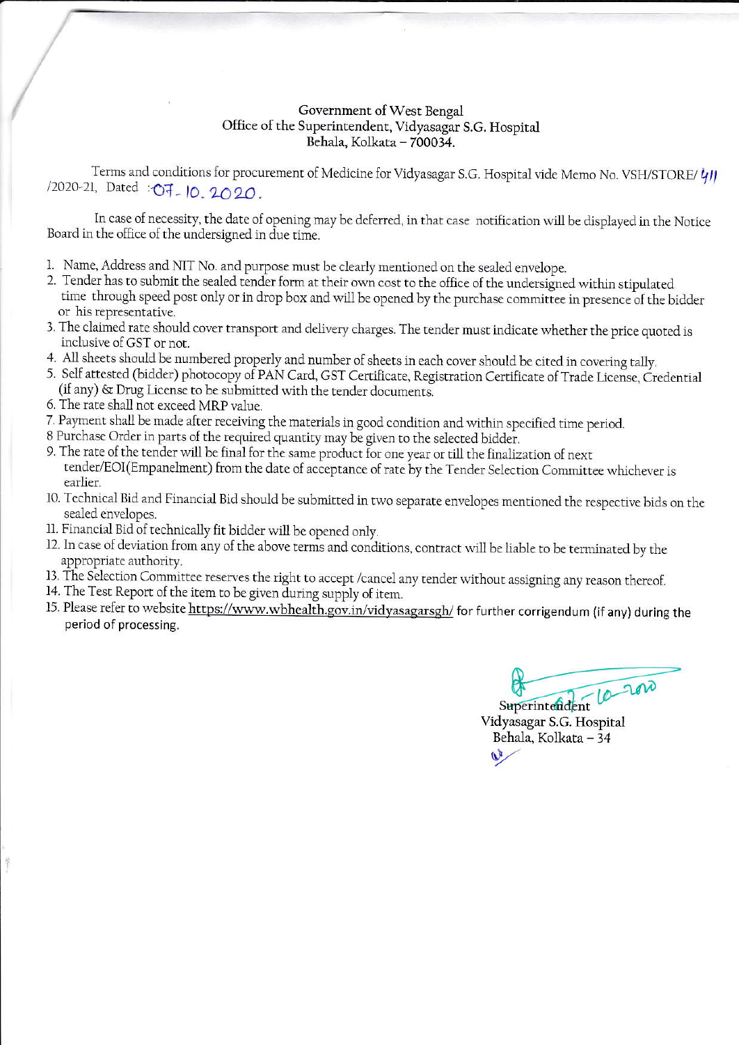Government of West Bengal
Office of the Superintendent, Vidyasagar S.G. Hospital
Behala, Kolkata – 700034.

Terms and conditions for procurement of Medicine for Vidyasagar S.G. Hospital vide Memo No. VSH/STORE/ 411 /2020-21, Dated :07-10.2020.

In case of necessity, the date of opening may be deferred, in that case notification will be displayed in the Notice Board in the office of the undersigned in due time.

1. Name, Address and NIT No. and purpose must be clearly mentioned on the sealed envelope.
2. Tender has to submit the sealed tender form at their own cost to the office of the undersigned within stipulated time through speed post only or in drop box and will be opened by the purchase committee in presence of the bidder or his representative.
3. The claimed rate should cover transport and delivery charges. The tender must indicate whether the price quoted is inclusive of GST or not.
4. All sheets should be numbered properly and number of sheets in each cover should be cited in covering tally.
5. Self attested (bidder) photocopy of PAN Card, GST Certificate, Registration Certificate of Trade License, Credential (if any) & Drug License to be submitted with the tender documents.
6. The rate shall not exceed MRP value.
7. Payment shall be made after receiving the materials in good condition and within specified time period.
8. Purchase Order in parts of the required quantity may be given to the selected bidder.
9. The rate of the tender will be final for the same product for one year or till the finalization of next tender/EOI(Empanelment) from the date of acceptance of rate by the Tender Selection Committee whichever is earlier.
10. Technical Bid and Financial Bid should be submitted in two separate envelopes mentioned the respective bids on the sealed envelopes.
11. Financial Bid of technically fit bidder will be opened only.
12. In case of deviation from any of the above terms and conditions, contract will be liable to be terminated by the appropriate authority.
13. The Selection Committee reserves the right to accept /cancel any tender without assigning any reason thereof.
14. The Test Report of the item to be given during supply of item.
15. Please refer to website https://www.wbhealth.gov.in/vidyasagarsgh/ for further corrigendum (if any) during the period of processing.

07-10-2020
Superintendent
Vidyasagar S.G. Hospital
Behala, Kolkata – 34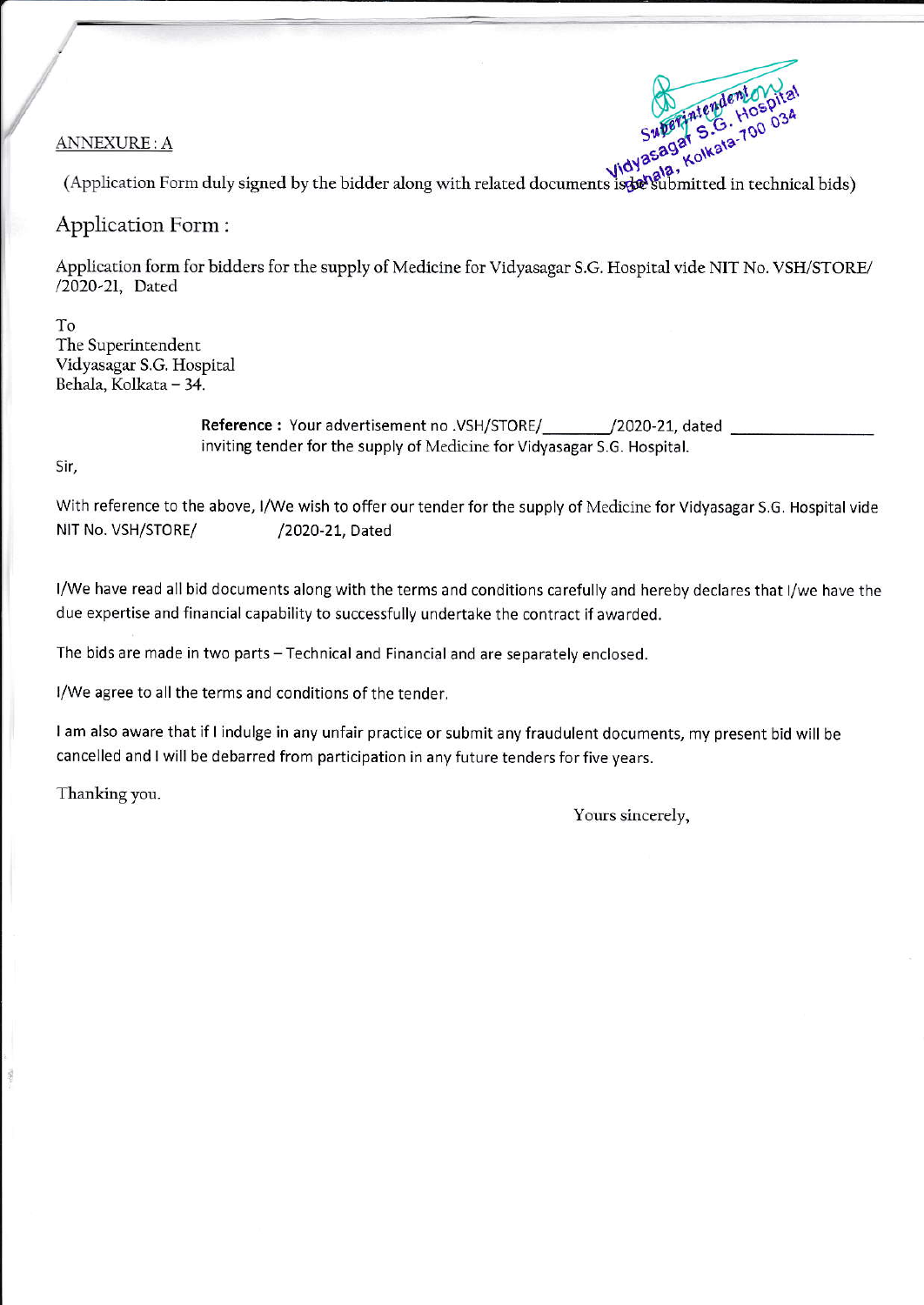ANNEXURE : A

(Application Form duly signed by the bidder along with related documents is to be submitted in technical bids)

Superintendent
Vidyasagar S.G. Hospital
Behala, Kolkata-700 034

## Application Form :

Application form for bidders for the supply of Medicine for Vidyasagar S.G. Hospital vide NIT No. VSH/STORE/ /2020-21, Dated

To
The Superintendent
Vidyasagar S.G. Hospital
Behala, Kolkata – 34.

**Reference :** Your advertisement no .VSH/STORE/________/2020-21, dated ________________ inviting tender for the supply of Medicine for Vidyasagar S.G. Hospital.

Sir,

With reference to the above, I/We wish to offer our tender for the supply of Medicine for Vidyasagar S.G. Hospital vide NIT No. VSH/STORE/ /2020-21, Dated

I/We have read all bid documents along with the terms and conditions carefully and hereby declares that I/we have the due expertise and financial capability to successfully undertake the contract if awarded.

The bids are made in two parts – Technical and Financial and are separately enclosed.

I/We agree to all the terms and conditions of the tender.

I am also aware that if I indulge in any unfair practice or submit any fraudulent documents, my present bid will be cancelled and I will be debarred from participation in any future tenders for five years.

Thanking you.

Yours sincerely,